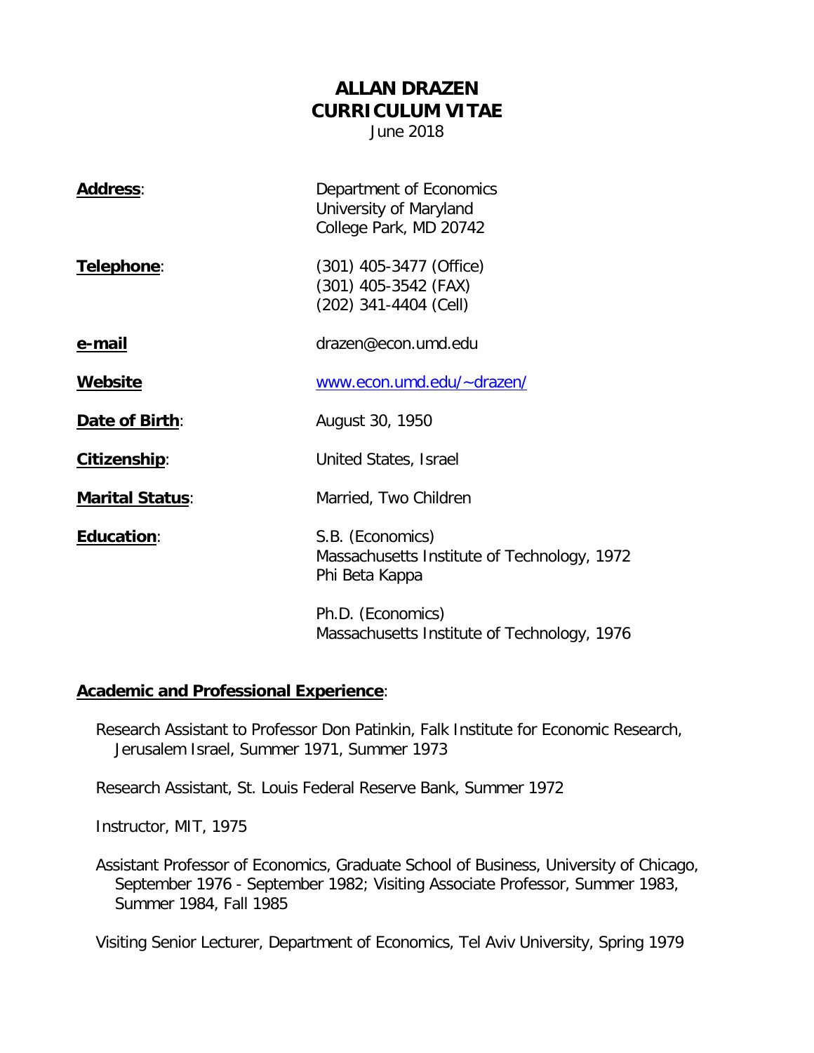# ALLAN DRAZEN
# CURRICULUM VITAE

June 2018

**Address**: Department of Economics
University of Maryland
College Park, MD 20742

**Telephone**: (301) 405-3477 (Office)
(301) 405-3542 (FAX)
(202) 341-4404 (Cell)

**e-mail** drazen@econ.umd.edu

**Website** [www.econ.umd.edu/~drazen/](http://www.econ.umd.edu/~drazen/)

**Date of Birth**: August 30, 1950

**Citizenship**: United States, Israel

**Marital Status**: Married, Two Children

**Education**: S.B. (Economics)
Massachusetts Institute of Technology, 1972
Phi Beta Kappa

Ph.D. (Economics)
Massachusetts Institute of Technology, 1976

## Academic and Professional Experience:

Research Assistant to Professor Don Patinkin, Falk Institute for Economic Research, Jerusalem Israel, Summer 1971, Summer 1973

Research Assistant, St. Louis Federal Reserve Bank, Summer 1972

Instructor, MIT, 1975

Assistant Professor of Economics, Graduate School of Business, University of Chicago, September 1976 - September 1982; Visiting Associate Professor, Summer 1983, Summer 1984, Fall 1985

Visiting Senior Lecturer, Department of Economics, Tel Aviv University, Spring 1979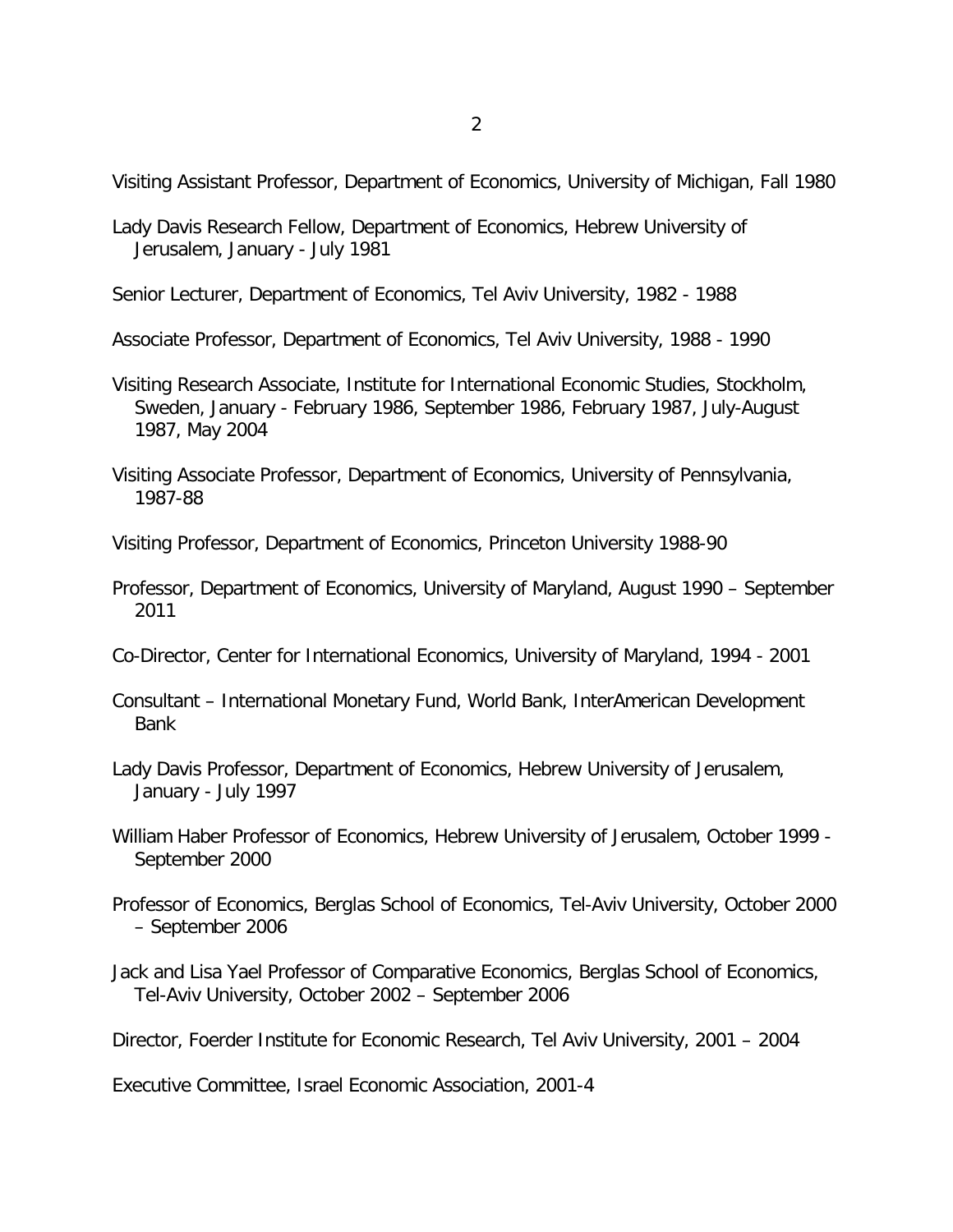Visiting Assistant Professor, Department of Economics, University of Michigan, Fall 1980

Lady Davis Research Fellow, Department of Economics, Hebrew University of Jerusalem, January - July 1981

Senior Lecturer, Department of Economics, Tel Aviv University, 1982 - 1988

Associate Professor, Department of Economics, Tel Aviv University, 1988 - 1990

Visiting Research Associate, Institute for International Economic Studies, Stockholm, Sweden, January - February 1986, September 1986, February 1987, July-August 1987, May 2004

Visiting Associate Professor, Department of Economics, University of Pennsylvania, 1987-88

Visiting Professor, Department of Economics, Princeton University 1988-90

Professor, Department of Economics, University of Maryland, August 1990 – September 2011

Co-Director, Center for International Economics, University of Maryland, 1994 - 2001

Consultant – International Monetary Fund, World Bank, InterAmerican Development Bank

Lady Davis Professor, Department of Economics, Hebrew University of Jerusalem, January - July 1997

William Haber Professor of Economics, Hebrew University of Jerusalem, October 1999 - September 2000

Professor of Economics, Berglas School of Economics, Tel-Aviv University, October 2000 – September 2006

Jack and Lisa Yael Professor of Comparative Economics, Berglas School of Economics, Tel-Aviv University, October 2002 – September 2006

Director, Foerder Institute for Economic Research, Tel Aviv University, 2001 – 2004

Executive Committee, Israel Economic Association, 2001-4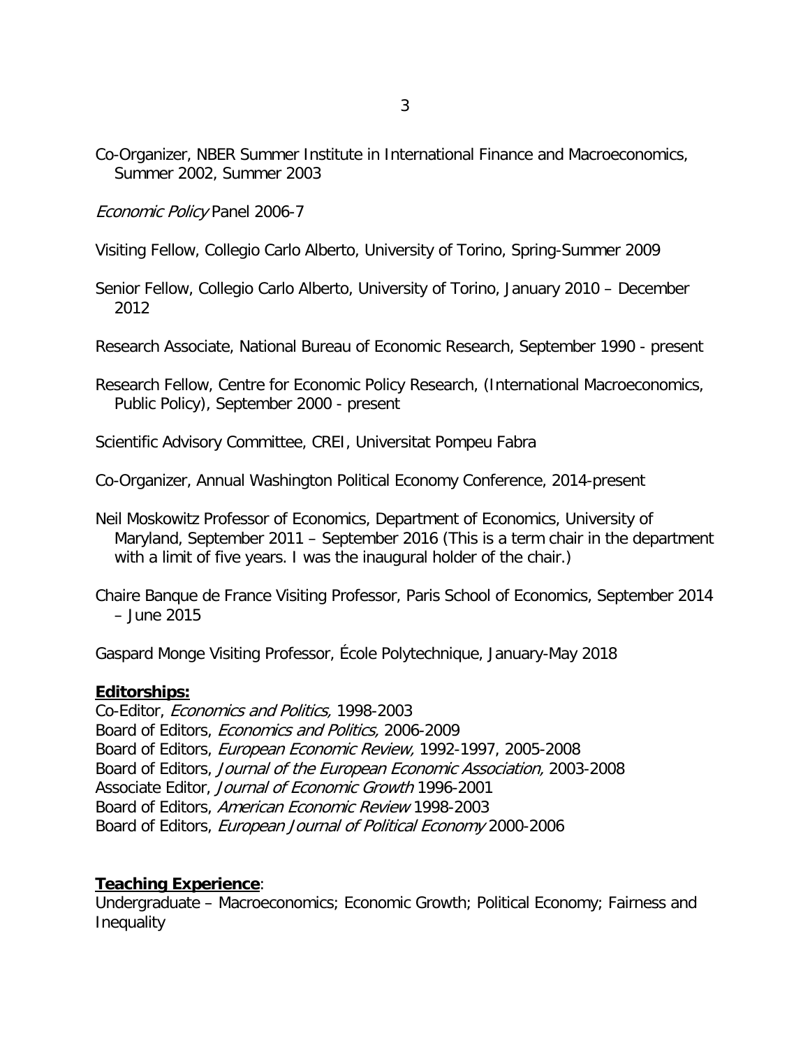Co-Organizer, NBER Summer Institute in International Finance and Macroeconomics, Summer 2002, Summer 2003

*Economic Policy* Panel 2006-7

Visiting Fellow, Collegio Carlo Alberto, University of Torino, Spring-Summer 2009

Senior Fellow, Collegio Carlo Alberto, University of Torino, January 2010 – December 2012

Research Associate, National Bureau of Economic Research, September 1990 - present

Research Fellow, Centre for Economic Policy Research, (International Macroeconomics, Public Policy), September 2000 - present

Scientific Advisory Committee, CREI, Universitat Pompeu Fabra

Co-Organizer, Annual Washington Political Economy Conference, 2014-present

Neil Moskowitz Professor of Economics, Department of Economics, University of Maryland, September 2011 – September 2016 (This is a term chair in the department with a limit of five years. I was the inaugural holder of the chair.)

Chaire Banque de France Visiting Professor, Paris School of Economics, September 2014 – June 2015

Gaspard Monge Visiting Professor, École Polytechnique, January-May 2018

**Editorships:**

Co-Editor, *Economics and Politics,* 1998-2003
Board of Editors, *Economics and Politics,* 2006-2009
Board of Editors, *European Economic Review,* 1992-1997, 2005-2008
Board of Editors, *Journal of the European Economic Association,* 2003-2008
Associate Editor, *Journal of Economic Growth* 1996-2001
Board of Editors, *American Economic Review* 1998-2003
Board of Editors, *European Journal of Political Economy* 2000-2006

**Teaching Experience**:

Undergraduate – Macroeconomics; Economic Growth; Political Economy; Fairness and Inequality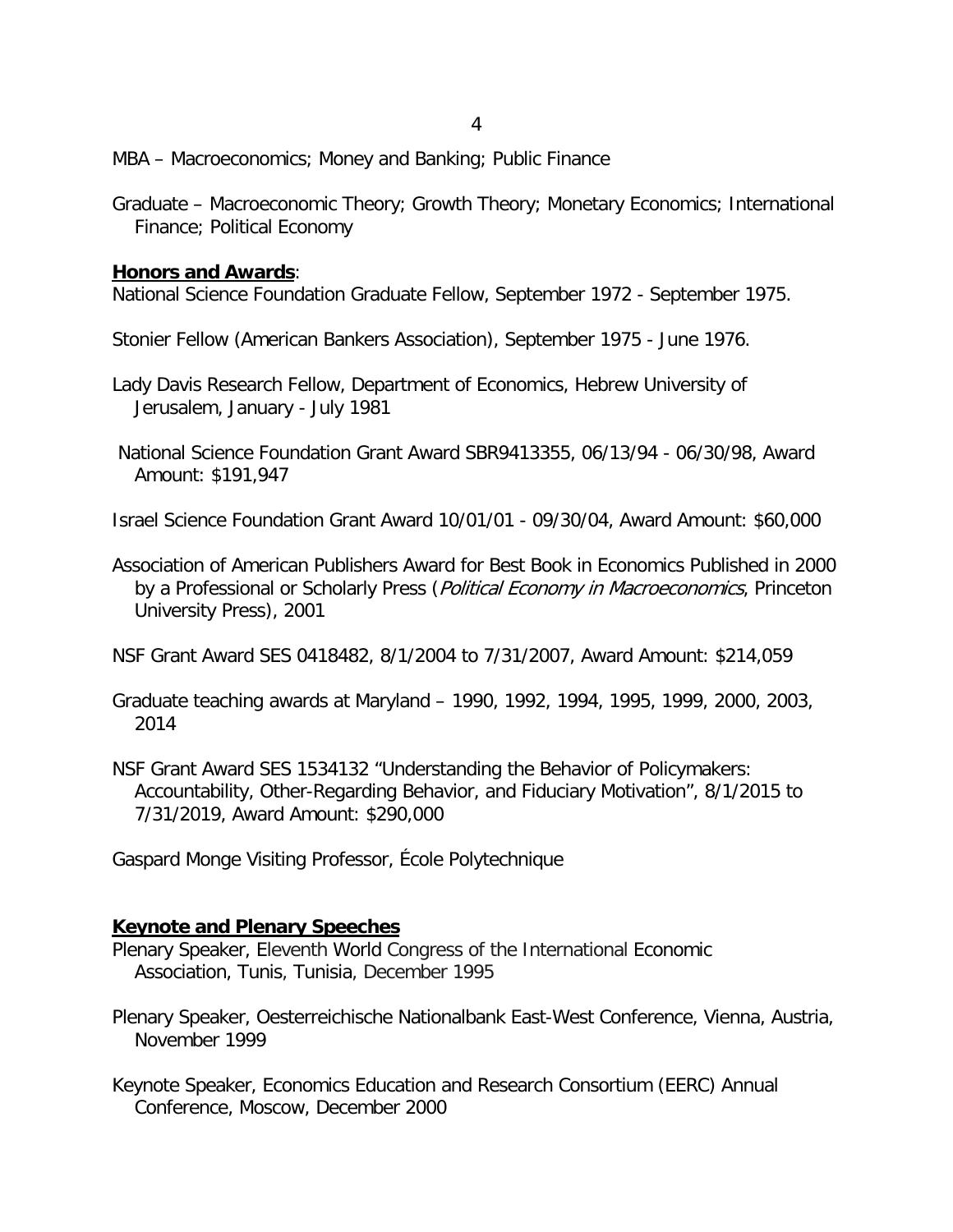MBA – Macroeconomics; Money and Banking; Public Finance

Graduate – Macroeconomic Theory; Growth Theory; Monetary Economics; International Finance; Political Economy

**Honors and Awards**:

National Science Foundation Graduate Fellow, September 1972 - September 1975.

Stonier Fellow (American Bankers Association), September 1975 - June 1976.

Lady Davis Research Fellow, Department of Economics, Hebrew University of Jerusalem, January - July 1981

National Science Foundation Grant Award SBR9413355, 06/13/94 - 06/30/98, Award Amount: $191,947

Israel Science Foundation Grant Award 10/01/01 - 09/30/04, Award Amount: $60,000

Association of American Publishers Award for Best Book in Economics Published in 2000 by a Professional or Scholarly Press (*Political Economy in Macroeconomics*, Princeton University Press), 2001

NSF Grant Award SES 0418482, 8/1/2004 to 7/31/2007, Award Amount: $214,059

Graduate teaching awards at Maryland – 1990, 1992, 1994, 1995, 1999, 2000, 2003, 2014

NSF Grant Award SES 1534132 "Understanding the Behavior of Policymakers: Accountability, Other-Regarding Behavior, and Fiduciary Motivation", 8/1/2015 to 7/31/2019, Award Amount: $290,000

Gaspard Monge Visiting Professor, École Polytechnique

**Keynote and Plenary Speeches**

Plenary Speaker, Eleventh World Congress of the International Economic Association, Tunis, Tunisia, December 1995

Plenary Speaker, Oesterreichische Nationalbank East-West Conference, Vienna, Austria, November 1999

Keynote Speaker, Economics Education and Research Consortium (EERC) Annual Conference, Moscow, December 2000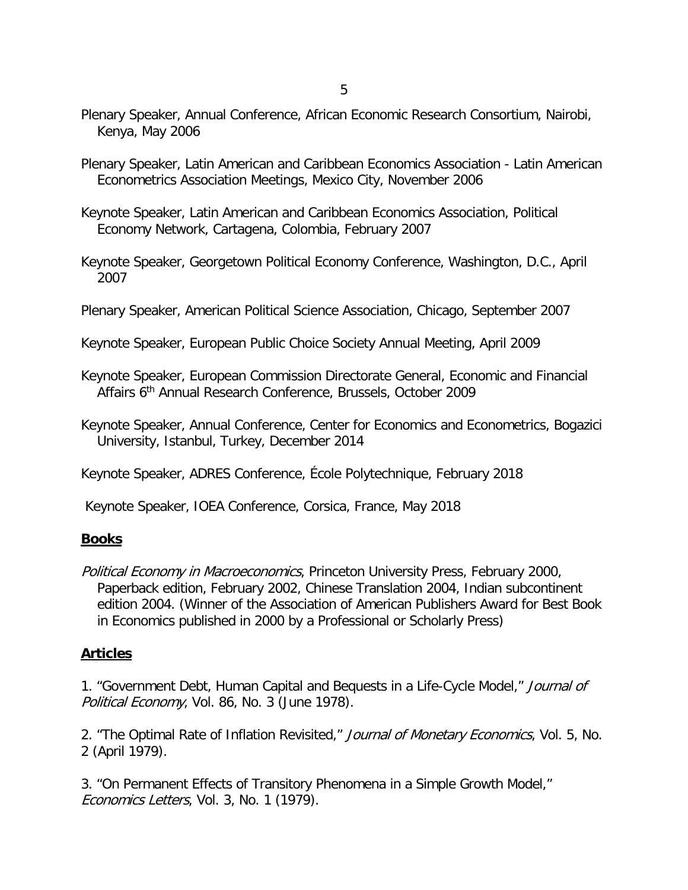Plenary Speaker, Annual Conference, African Economic Research Consortium, Nairobi, Kenya, May 2006

Plenary Speaker, Latin American and Caribbean Economics Association - Latin American Econometrics Association Meetings, Mexico City, November 2006

Keynote Speaker, Latin American and Caribbean Economics Association, Political Economy Network, Cartagena, Colombia, February 2007

Keynote Speaker, Georgetown Political Economy Conference, Washington, D.C., April 2007

Plenary Speaker, American Political Science Association, Chicago, September 2007

Keynote Speaker, European Public Choice Society Annual Meeting, April 2009

Keynote Speaker, European Commission Directorate General, Economic and Financial Affairs 6th Annual Research Conference, Brussels, October 2009

Keynote Speaker, Annual Conference, Center for Economics and Econometrics, Bogazici University, Istanbul, Turkey, December 2014

Keynote Speaker, ADRES Conference, École Polytechnique, February 2018

Keynote Speaker, IOEA Conference, Corsica, France, May 2018

## **Books**

*Political Economy in Macroeconomics*, Princeton University Press, February 2000, Paperback edition, February 2002, Chinese Translation 2004, Indian subcontinent edition 2004. (Winner of the Association of American Publishers Award for Best Book in Economics published in 2000 by a Professional or Scholarly Press)

## **Articles**

1. "Government Debt, Human Capital and Bequests in a Life-Cycle Model," *Journal of Political Economy*, Vol. 86, No. 3 (June 1978).

2. "The Optimal Rate of Inflation Revisited," *Journal of Monetary Economics*, Vol. 5, No. 2 (April 1979).

3. "On Permanent Effects of Transitory Phenomena in a Simple Growth Model," *Economics Letters*, Vol. 3, No. 1 (1979).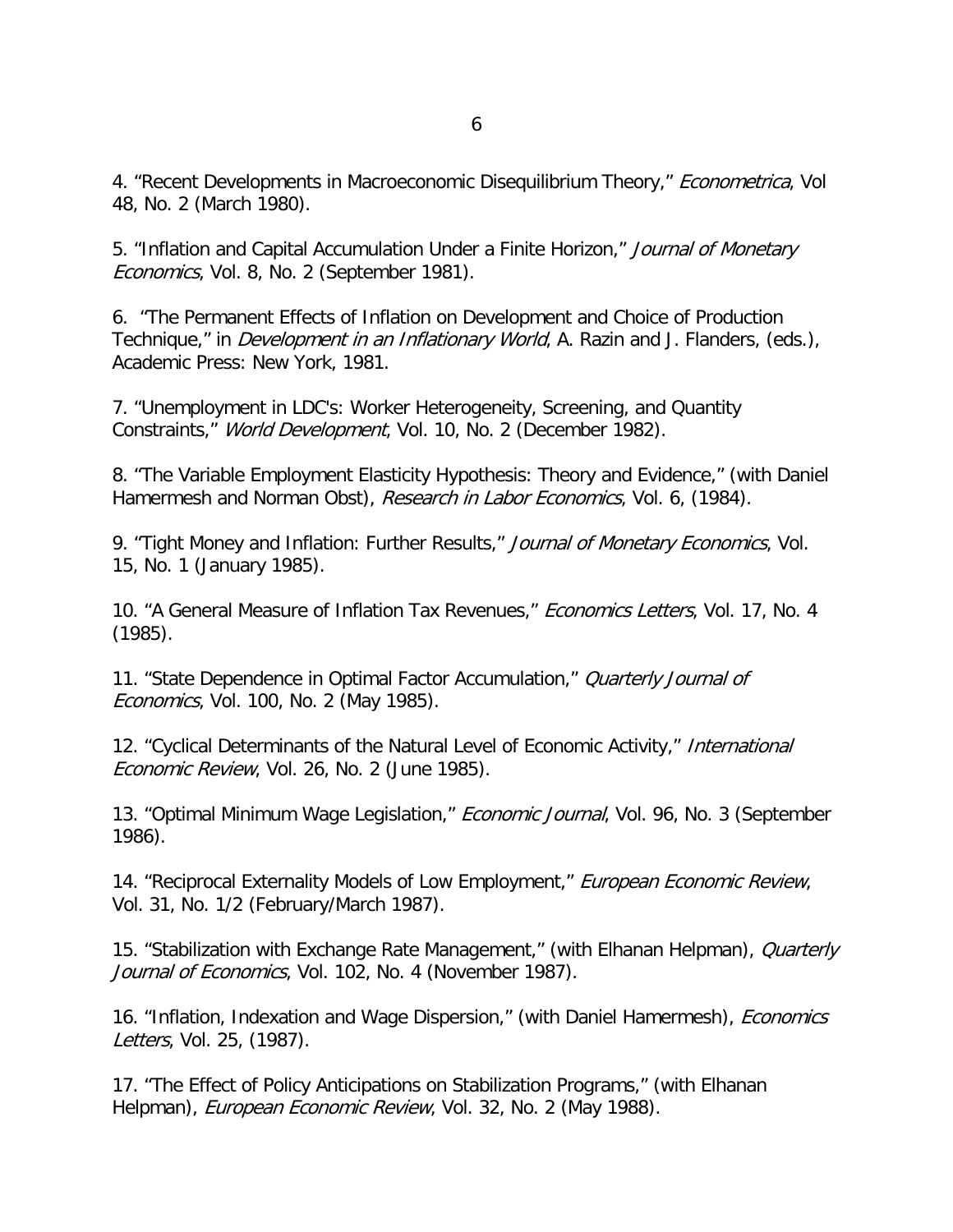4. “Recent Developments in Macroeconomic Disequilibrium Theory,” *Econometrica*, Vol 48, No. 2 (March 1980).

5. “Inflation and Capital Accumulation Under a Finite Horizon,” *Journal of Monetary Economics*, Vol. 8, No. 2 (September 1981).

6. “The Permanent Effects of Inflation on Development and Choice of Production Technique,” in *Development in an Inflationary World*, A. Razin and J. Flanders, (eds.), Academic Press: New York, 1981.

7. “Unemployment in LDC's: Worker Heterogeneity, Screening, and Quantity Constraints,” *World Development*, Vol. 10, No. 2 (December 1982).

8. “The Variable Employment Elasticity Hypothesis: Theory and Evidence,” (with Daniel Hamermesh and Norman Obst), *Research in Labor Economics*, Vol. 6, (1984).

9. “Tight Money and Inflation: Further Results,” *Journal of Monetary Economics*, Vol. 15, No. 1 (January 1985).

10. “A General Measure of Inflation Tax Revenues,” *Economics Letters*, Vol. 17, No. 4 (1985).

11. “State Dependence in Optimal Factor Accumulation,” *Quarterly Journal of Economics*, Vol. 100, No. 2 (May 1985).

12. “Cyclical Determinants of the Natural Level of Economic Activity,” *International Economic Review*, Vol. 26, No. 2 (June 1985).

13. “Optimal Minimum Wage Legislation,” *Economic Journal*, Vol. 96, No. 3 (September 1986).

14. “Reciprocal Externality Models of Low Employment,” *European Economic Review*, Vol. 31, No. 1/2 (February/March 1987).

15. “Stabilization with Exchange Rate Management,” (with Elhanan Helpman), *Quarterly Journal of Economics*, Vol. 102, No. 4 (November 1987).

16. “Inflation, Indexation and Wage Dispersion,” (with Daniel Hamermesh), *Economics Letters*, Vol. 25, (1987).

17. “The Effect of Policy Anticipations on Stabilization Programs,” (with Elhanan Helpman), *European Economic Review*, Vol. 32, No. 2 (May 1988).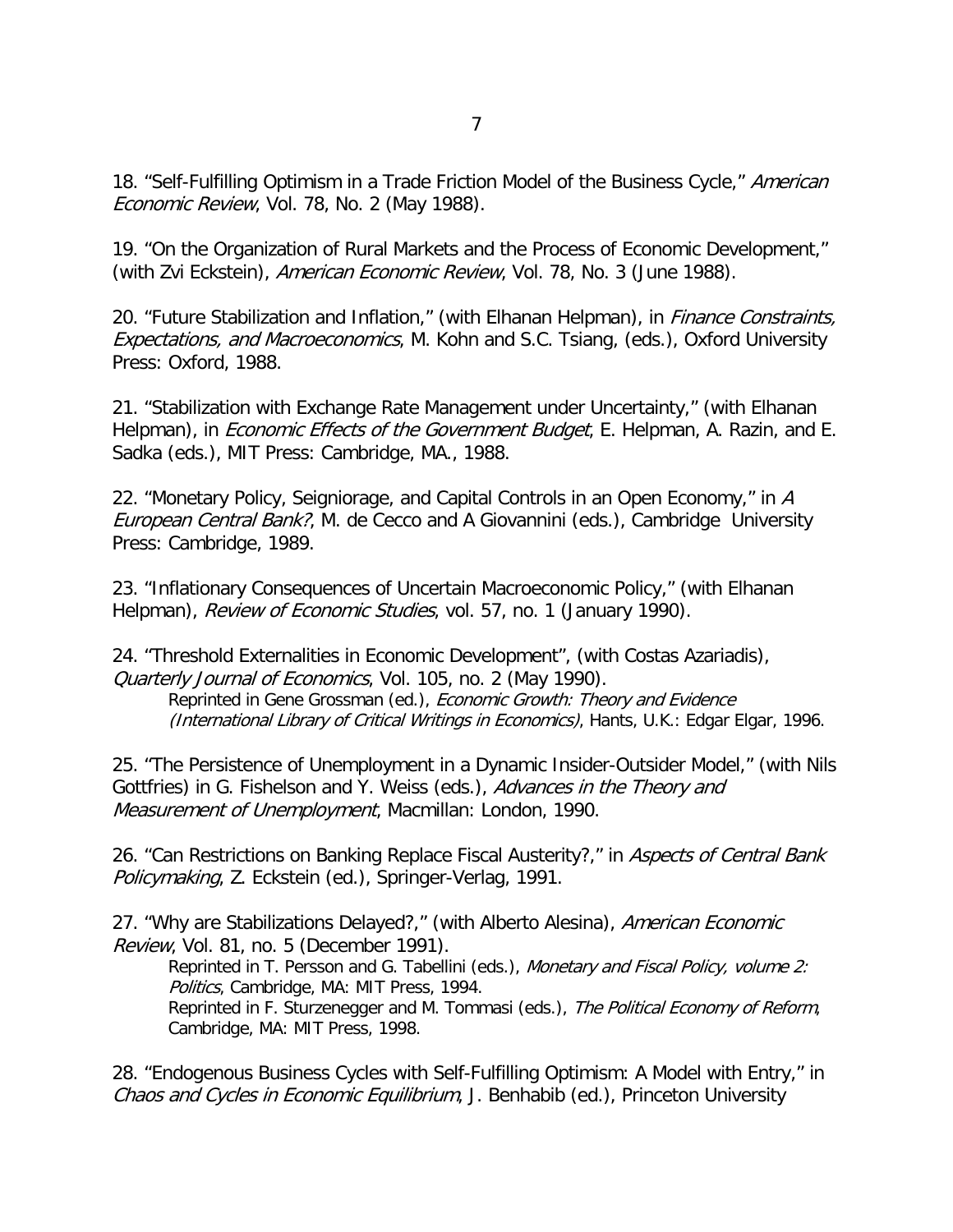18. "Self-Fulfilling Optimism in a Trade Friction Model of the Business Cycle," *American Economic Review*, Vol. 78, No. 2 (May 1988).

19. "On the Organization of Rural Markets and the Process of Economic Development," (with Zvi Eckstein), *American Economic Review*, Vol. 78, No. 3 (June 1988).

20. "Future Stabilization and Inflation," (with Elhanan Helpman), in *Finance Constraints, Expectations, and Macroeconomics*, M. Kohn and S.C. Tsiang, (eds.), Oxford University Press: Oxford, 1988.

21. "Stabilization with Exchange Rate Management under Uncertainty," (with Elhanan Helpman), in *Economic Effects of the Government Budget*, E. Helpman, A. Razin, and E. Sadka (eds.), MIT Press: Cambridge, MA., 1988.

22. "Monetary Policy, Seigniorage, and Capital Controls in an Open Economy," in *A European Central Bank?*, M. de Cecco and A Giovannini (eds.), Cambridge University Press: Cambridge, 1989.

23. "Inflationary Consequences of Uncertain Macroeconomic Policy," (with Elhanan Helpman), *Review of Economic Studies*, vol. 57, no. 1 (January 1990).

24. "Threshold Externalities in Economic Development", (with Costas Azariadis), *Quarterly Journal of Economics*, Vol. 105, no. 2 (May 1990).
   Reprinted in Gene Grossman (ed.), *Economic Growth: Theory and Evidence (International Library of Critical Writings in Economics)*, Hants, U.K.: Edgar Elgar, 1996.

25. "The Persistence of Unemployment in a Dynamic Insider-Outsider Model," (with Nils Gottfries) in G. Fishelson and Y. Weiss (eds.), *Advances in the Theory and Measurement of Unemployment*, Macmillan: London, 1990.

26. "Can Restrictions on Banking Replace Fiscal Austerity?," in *Aspects of Central Bank Policymaking*, Z. Eckstein (ed.), Springer-Verlag, 1991.

27. "Why are Stabilizations Delayed?," (with Alberto Alesina), *American Economic Review*, Vol. 81, no. 5 (December 1991).
   Reprinted in T. Persson and G. Tabellini (eds.), *Monetary and Fiscal Policy, volume 2: Politics*, Cambridge, MA: MIT Press, 1994.
   Reprinted in F. Sturzenegger and M. Tommasi (eds.), *The Political Economy of Reform*, Cambridge, MA: MIT Press, 1998.

28. "Endogenous Business Cycles with Self-Fulfilling Optimism: A Model with Entry," in *Chaos and Cycles in Economic Equilibrium*, J. Benhabib (ed.), Princeton University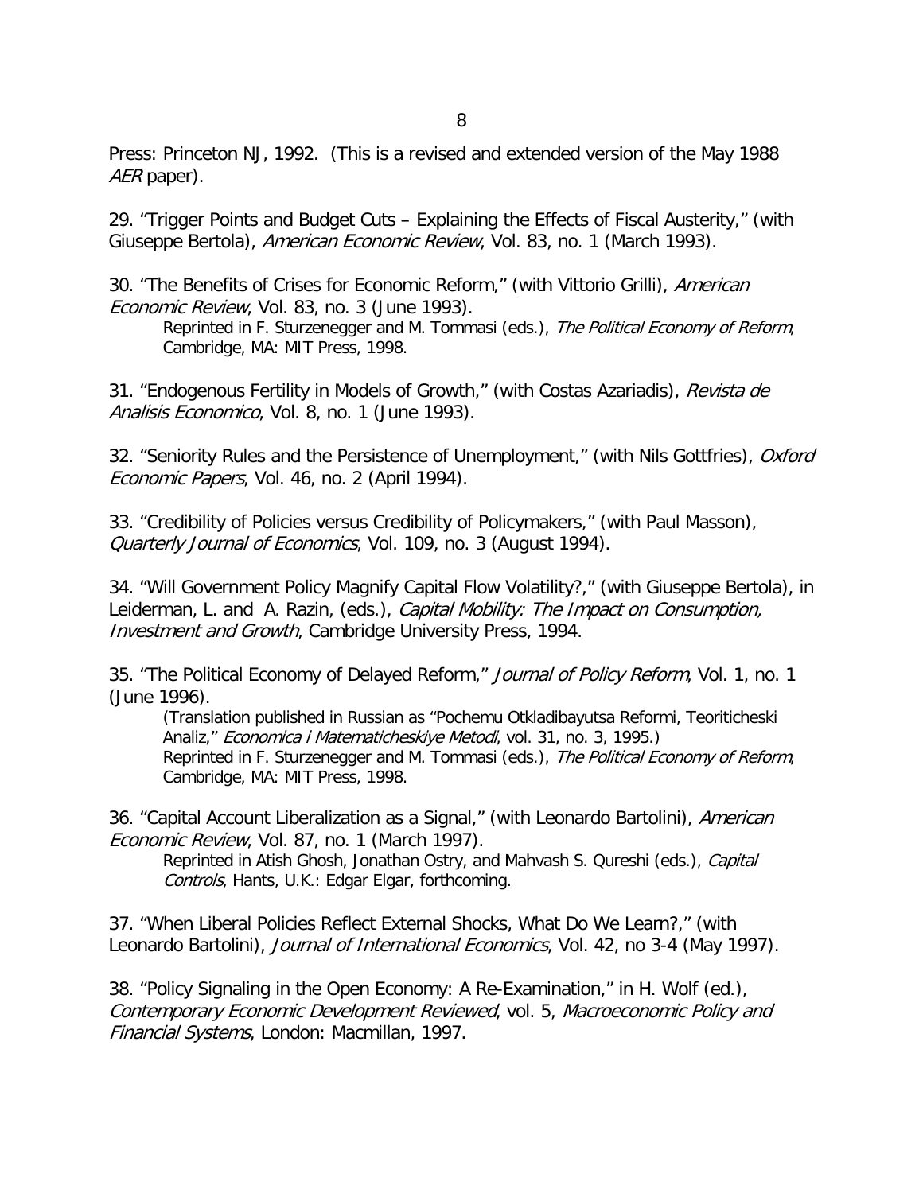Press: Princeton NJ, 1992. (This is a revised and extended version of the May 1988 *AER* paper).

29. "Trigger Points and Budget Cuts – Explaining the Effects of Fiscal Austerity," (with Giuseppe Bertola), *American Economic Review*, Vol. 83, no. 1 (March 1993).

30. "The Benefits of Crises for Economic Reform," (with Vittorio Grilli), *American Economic Review*, Vol. 83, no. 3 (June 1993).
    Reprinted in F. Sturzenegger and M. Tommasi (eds.), *The Political Economy of Reform*, Cambridge, MA: MIT Press, 1998.

31. "Endogenous Fertility in Models of Growth," (with Costas Azariadis), *Revista de Analisis Economico*, Vol. 8, no. 1 (June 1993).

32. "Seniority Rules and the Persistence of Unemployment," (with Nils Gottfries), *Oxford Economic Papers*, Vol. 46, no. 2 (April 1994).

33. "Credibility of Policies versus Credibility of Policymakers," (with Paul Masson), *Quarterly Journal of Economics*, Vol. 109, no. 3 (August 1994).

34. "Will Government Policy Magnify Capital Flow Volatility?," (with Giuseppe Bertola), in Leiderman, L. and A. Razin, (eds.), *Capital Mobility: The Impact on Consumption, Investment and Growth*, Cambridge University Press, 1994.

35. "The Political Economy of Delayed Reform," *Journal of Policy Reform*, Vol. 1, no. 1 (June 1996).
    (Translation published in Russian as "Pochemu Otkladibayutsa Reformi, Teoriticheski Analiz," *Economica i Matematicheskiye Metodi*, vol. 31, no. 3, 1995.)
    Reprinted in F. Sturzenegger and M. Tommasi (eds.), *The Political Economy of Reform*, Cambridge, MA: MIT Press, 1998.

36. "Capital Account Liberalization as a Signal," (with Leonardo Bartolini), *American Economic Review*, Vol. 87, no. 1 (March 1997).
    Reprinted in Atish Ghosh, Jonathan Ostry, and Mahvash S. Qureshi (eds.), *Capital Controls*, Hants, U.K.: Edgar Elgar, forthcoming.

37. "When Liberal Policies Reflect External Shocks, What Do We Learn?," (with Leonardo Bartolini), *Journal of International Economics*, Vol. 42, no 3-4 (May 1997).

38. "Policy Signaling in the Open Economy: A Re-Examination," in H. Wolf (ed.), *Contemporary Economic Development Reviewed*, vol. 5, *Macroeconomic Policy and Financial Systems*, London: Macmillan, 1997.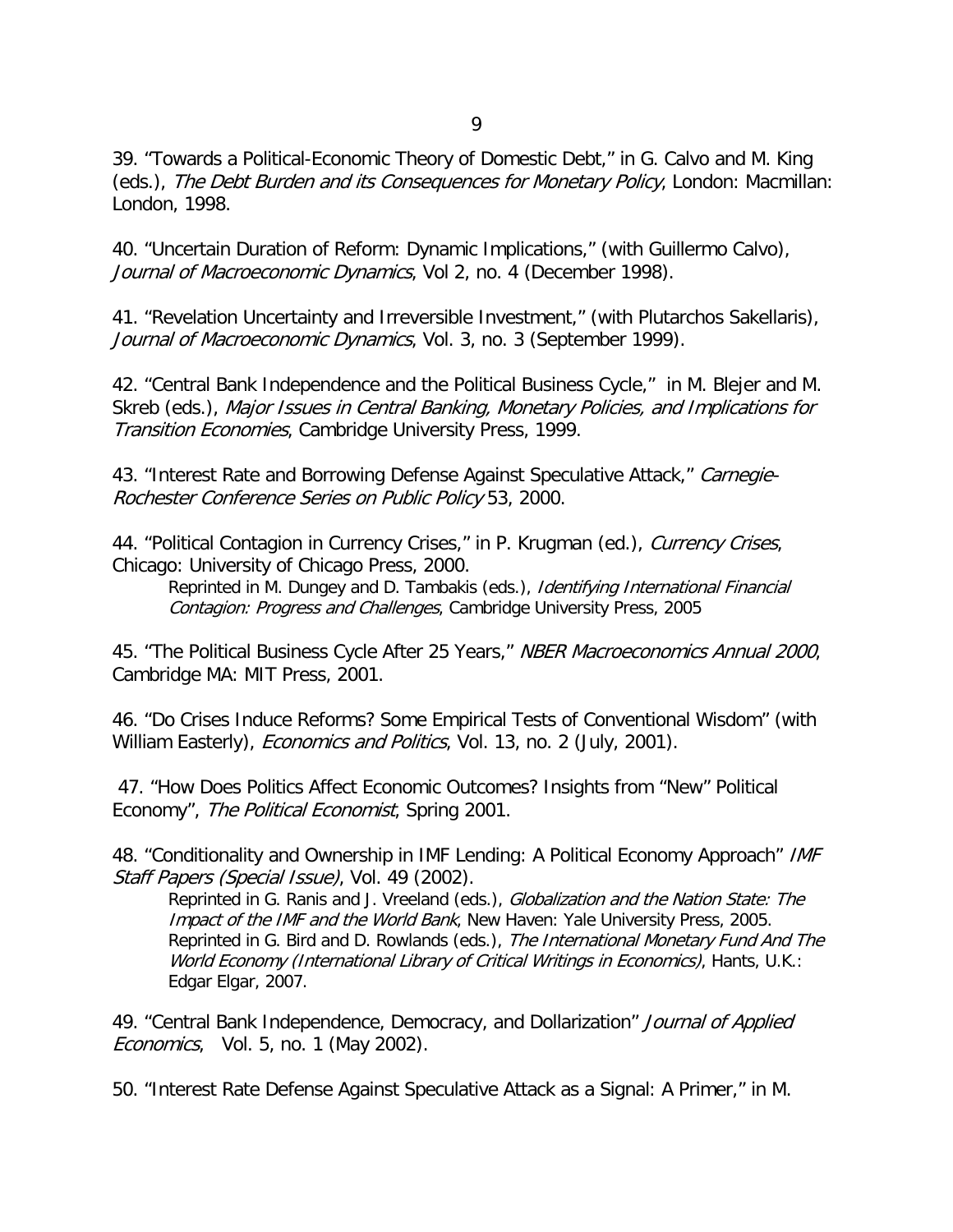39. "Towards a Political-Economic Theory of Domestic Debt," in G. Calvo and M. King (eds.), *The Debt Burden and its Consequences for Monetary Policy*, London: Macmillan: London, 1998.

40. "Uncertain Duration of Reform: Dynamic Implications," (with Guillermo Calvo), *Journal of Macroeconomic Dynamics*, Vol 2, no. 4 (December 1998).

41. "Revelation Uncertainty and Irreversible Investment," (with Plutarchos Sakellaris), *Journal of Macroeconomic Dynamics*, Vol. 3, no. 3 (September 1999).

42. "Central Bank Independence and the Political Business Cycle," in M. Blejer and M. Skreb (eds.), *Major Issues in Central Banking, Monetary Policies, and Implications for Transition Economies*, Cambridge University Press, 1999.

43. "Interest Rate and Borrowing Defense Against Speculative Attack," *Carnegie-Rochester Conference Series on Public Policy* 53, 2000.

44. "Political Contagion in Currency Crises," in P. Krugman (ed.), *Currency Crises*, Chicago: University of Chicago Press, 2000.

  Reprinted in M. Dungey and D. Tambakis (eds.), *Identifying International Financial Contagion: Progress and Challenges*, Cambridge University Press, 2005

45. "The Political Business Cycle After 25 Years," *NBER Macroeconomics Annual 2000*, Cambridge MA: MIT Press, 2001.

46. "Do Crises Induce Reforms? Some Empirical Tests of Conventional Wisdom" (with William Easterly), *Economics and Politics*, Vol. 13, no. 2 (July, 2001).

47. "How Does Politics Affect Economic Outcomes? Insights from "New" Political Economy", *The Political Economist*, Spring 2001.

48. "Conditionality and Ownership in IMF Lending: A Political Economy Approach" *IMF Staff Papers (Special Issue)*, Vol. 49 (2002).

  Reprinted in G. Ranis and J. Vreeland (eds.), *Globalization and the Nation State: The Impact of the IMF and the World Bank*, New Haven: Yale University Press, 2005.
  Reprinted in G. Bird and D. Rowlands (eds.), *The International Monetary Fund And The World Economy (International Library of Critical Writings in Economics)*, Hants, U.K.: Edgar Elgar, 2007.

49. "Central Bank Independence, Democracy, and Dollarization" *Journal of Applied Economics*, Vol. 5, no. 1 (May 2002).

50. "Interest Rate Defense Against Speculative Attack as a Signal: A Primer," in M.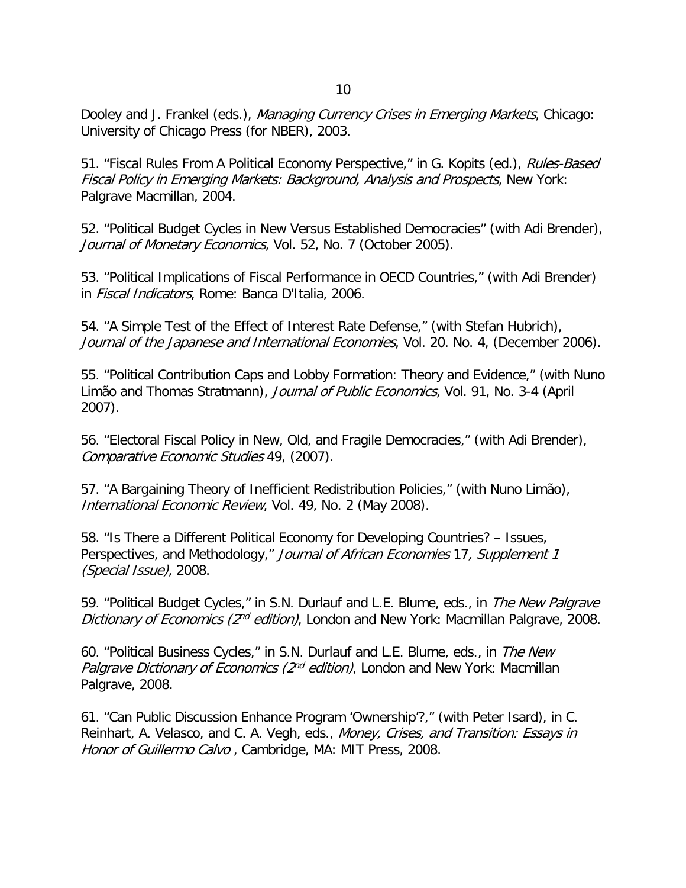Dooley and J. Frankel (eds.), *Managing Currency Crises in Emerging Markets*, Chicago: University of Chicago Press (for NBER), 2003.

51. "Fiscal Rules From A Political Economy Perspective," in G. Kopits (ed.), *Rules-Based Fiscal Policy in Emerging Markets: Background, Analysis and Prospects*, New York: Palgrave Macmillan, 2004.

52. "Political Budget Cycles in New Versus Established Democracies" (with Adi Brender), *Journal of Monetary Economics*, Vol. 52, No. 7 (October 2005).

53. "Political Implications of Fiscal Performance in OECD Countries," (with Adi Brender) in *Fiscal Indicators*, Rome: Banca D'Italia, 2006.

54. "A Simple Test of the Effect of Interest Rate Defense," (with Stefan Hubrich), *Journal of the Japanese and International Economies*, Vol. 20. No. 4, (December 2006).

55. "Political Contribution Caps and Lobby Formation: Theory and Evidence," (with Nuno Limão and Thomas Stratmann), *Journal of Public Economics*, Vol. 91, No. 3-4 (April 2007).

56. "Electoral Fiscal Policy in New, Old, and Fragile Democracies," (with Adi Brender), *Comparative Economic Studies* 49, (2007).

57. "A Bargaining Theory of Inefficient Redistribution Policies," (with Nuno Limão), *International Economic Review*, Vol. 49, No. 2 (May 2008).

58. "Is There a Different Political Economy for Developing Countries? – Issues, Perspectives, and Methodology," *Journal of African Economies* 17*, Supplement 1 (Special Issue)*, 2008.

59. "Political Budget Cycles," in S.N. Durlauf and L.E. Blume, eds., in *The New Palgrave Dictionary of Economics (2nd edition)*, London and New York: Macmillan Palgrave, 2008.

60. "Political Business Cycles," in S.N. Durlauf and L.E. Blume, eds., in *The New Palgrave Dictionary of Economics (2nd edition)*, London and New York: Macmillan Palgrave, 2008.

61. "Can Public Discussion Enhance Program 'Ownership'?," (with Peter Isard), in C. Reinhart, A. Velasco, and C. A. Vegh, eds., *Money, Crises, and Transition: Essays in Honor of Guillermo Calvo* , Cambridge, MA: MIT Press, 2008.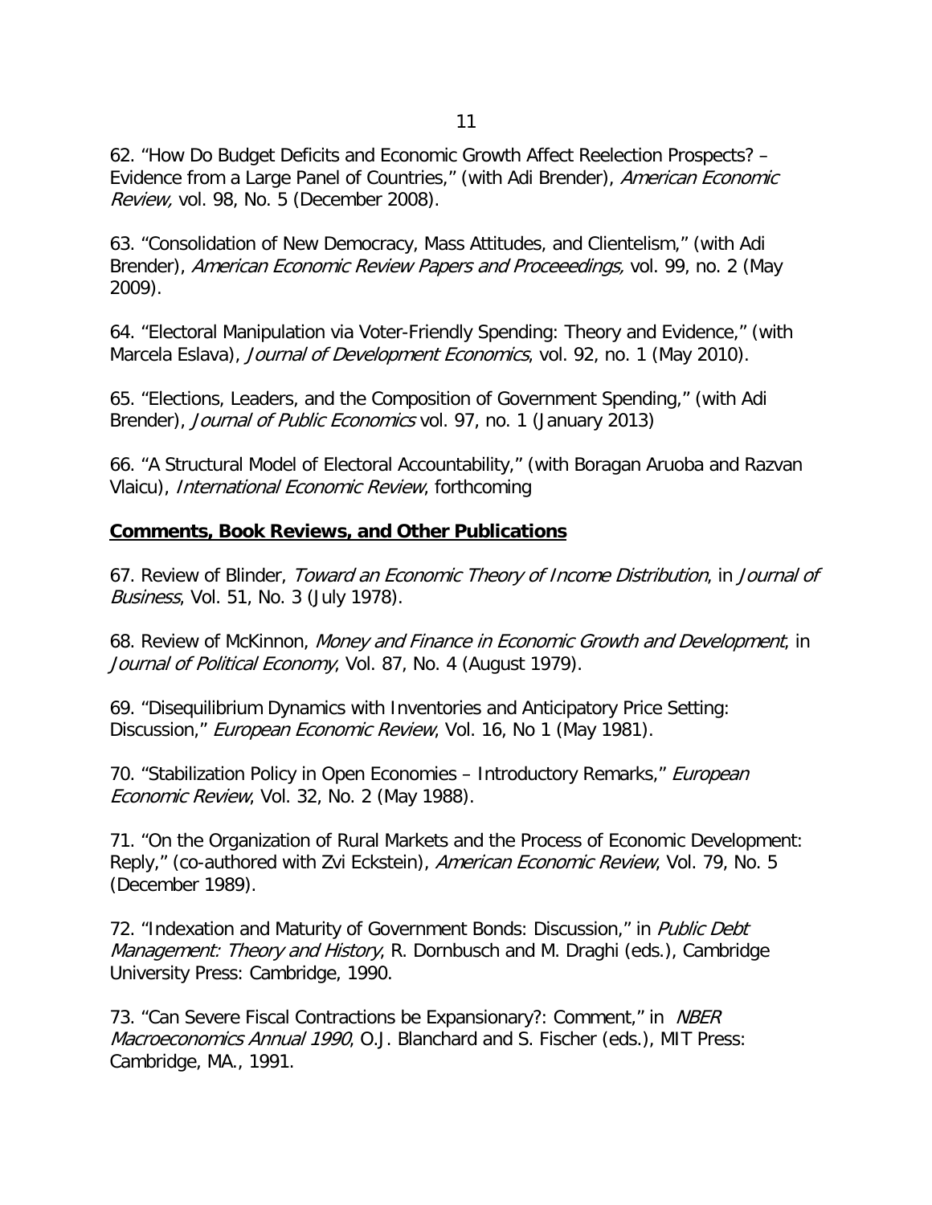62. "How Do Budget Deficits and Economic Growth Affect Reelection Prospects? – Evidence from a Large Panel of Countries," (with Adi Brender), *American Economic Review,* vol. 98, No. 5 (December 2008).

63. "Consolidation of New Democracy, Mass Attitudes, and Clientelism," (with Adi Brender), *American Economic Review Papers and Proceeedings,* vol. 99, no. 2 (May 2009).

64. "Electoral Manipulation via Voter-Friendly Spending: Theory and Evidence," (with Marcela Eslava), *Journal of Development Economics*, vol. 92, no. 1 (May 2010).

65. "Elections, Leaders, and the Composition of Government Spending," (with Adi Brender), *Journal of Public Economics* vol. 97, no. 1 (January 2013)

66. "A Structural Model of Electoral Accountability," (with Boragan Aruoba and Razvan Vlaicu), *International Economic Review*, forthcoming

**Comments, Book Reviews, and Other Publications**

67. Review of Blinder, *Toward an Economic Theory of Income Distribution*, in *Journal of Business*, Vol. 51, No. 3 (July 1978).

68. Review of McKinnon, *Money and Finance in Economic Growth and Development*, in *Journal of Political Economy*, Vol. 87, No. 4 (August 1979).

69. "Disequilibrium Dynamics with Inventories and Anticipatory Price Setting: Discussion," *European Economic Review*, Vol. 16, No 1 (May 1981).

70. "Stabilization Policy in Open Economies – Introductory Remarks," *European Economic Review*, Vol. 32, No. 2 (May 1988).

71. "On the Organization of Rural Markets and the Process of Economic Development: Reply," (co-authored with Zvi Eckstein), *American Economic Review*, Vol. 79, No. 5 (December 1989).

72. "Indexation and Maturity of Government Bonds: Discussion," in *Public Debt Management: Theory and History*, R. Dornbusch and M. Draghi (eds.), Cambridge University Press: Cambridge, 1990.

73. "Can Severe Fiscal Contractions be Expansionary?: Comment," in *NBER Macroeconomics Annual 1990*, O.J. Blanchard and S. Fischer (eds.), MIT Press: Cambridge, MA., 1991.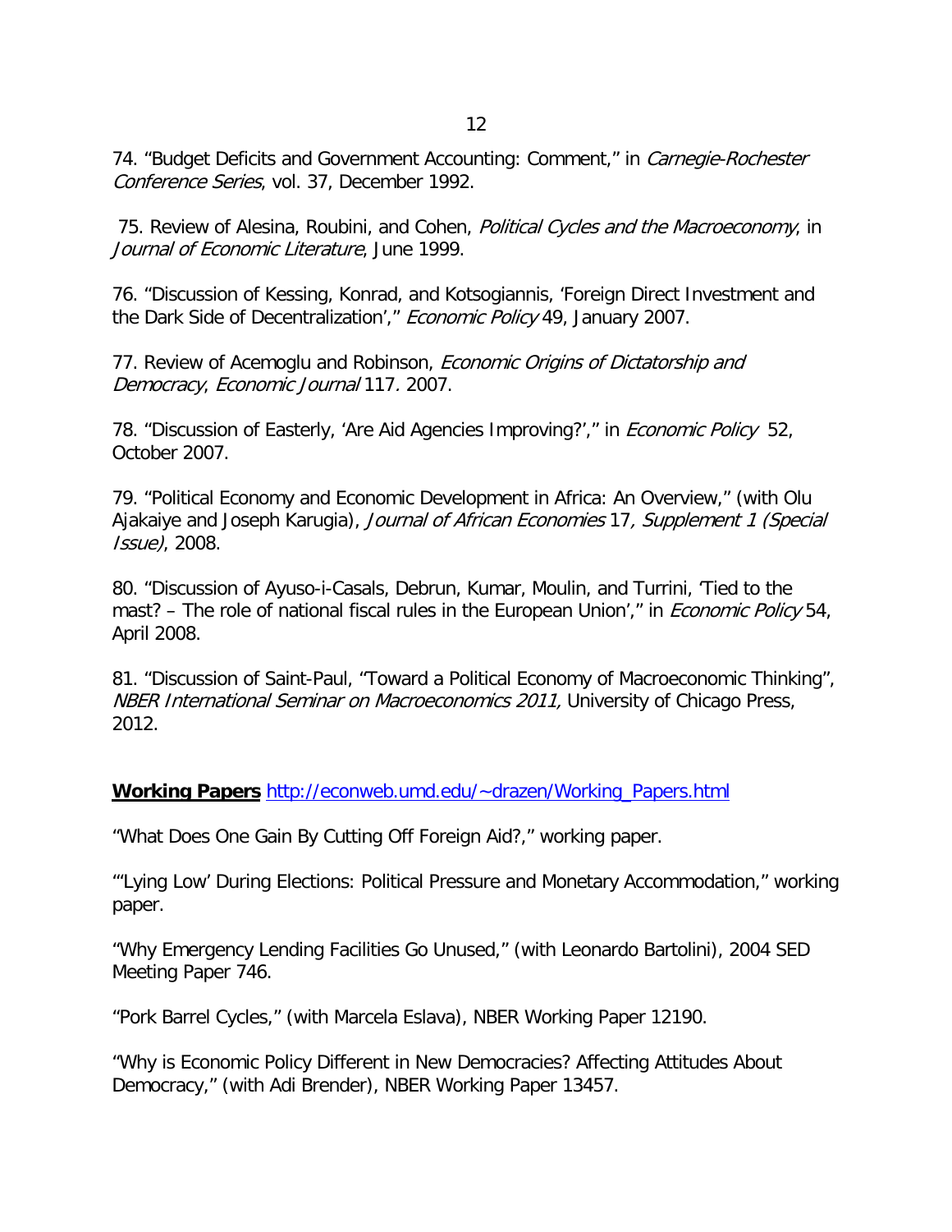74. “Budget Deficits and Government Accounting: Comment,” in *Carnegie-Rochester Conference Series*, vol. 37, December 1992.

75. Review of Alesina, Roubini, and Cohen, *Political Cycles and the Macroeconomy*, in *Journal of Economic Literature*, June 1999.

76. “Discussion of Kessing, Konrad, and Kotsogiannis, ‘Foreign Direct Investment and the Dark Side of Decentralization’,” *Economic Policy* 49, January 2007.

77. Review of Acemoglu and Robinson, *Economic Origins of Dictatorship and Democracy*, *Economic Journal* 117. 2007.

78. “Discussion of Easterly, ‘Are Aid Agencies Improving?’,” in *Economic Policy* 52, October 2007.

79. “Political Economy and Economic Development in Africa: An Overview,” (with Olu Ajakaiye and Joseph Karugia), *Journal of African Economies* 17*, Supplement 1 (Special Issue)*, 2008.

80. “Discussion of Ayuso-i-Casals, Debrun, Kumar, Moulin, and Turrini, ‘Tied to the mast? – The role of national fiscal rules in the European Union’,” in *Economic Policy* 54, April 2008.

81. “Discussion of Saint-Paul, “Toward a Political Economy of Macroeconomic Thinking”, *NBER International Seminar on Macroeconomics 2011,* University of Chicago Press, 2012.

**Working Papers** http://econweb.umd.edu/~drazen/Working_Papers.html

“What Does One Gain By Cutting Off Foreign Aid?,” working paper.

“‘Lying Low’ During Elections: Political Pressure and Monetary Accommodation,” working paper.

“Why Emergency Lending Facilities Go Unused,” (with Leonardo Bartolini), 2004 SED Meeting Paper 746.

“Pork Barrel Cycles,” (with Marcela Eslava), NBER Working Paper 12190.

“Why is Economic Policy Different in New Democracies? Affecting Attitudes About Democracy,” (with Adi Brender), NBER Working Paper 13457.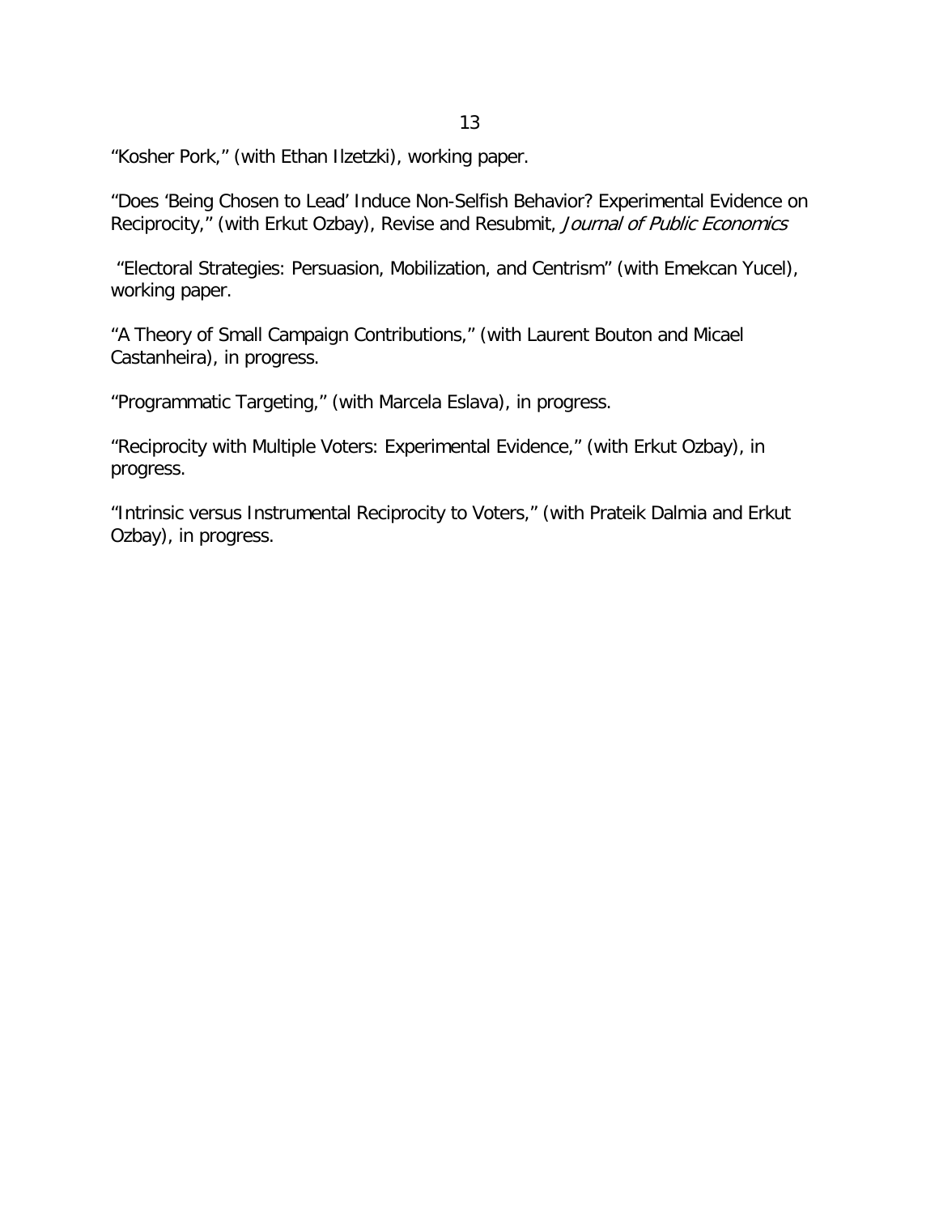“Kosher Pork,” (with Ethan Ilzetzki), working paper.

“Does ‘Being Chosen to Lead’ Induce Non-Selfish Behavior? Experimental Evidence on Reciprocity,” (with Erkut Ozbay), Revise and Resubmit, *Journal of Public Economics*

“Electoral Strategies: Persuasion, Mobilization, and Centrism” (with Emekcan Yucel), working paper.

“A Theory of Small Campaign Contributions,” (with Laurent Bouton and Micael Castanheira), in progress.

“Programmatic Targeting,” (with Marcela Eslava), in progress.

“Reciprocity with Multiple Voters: Experimental Evidence,” (with Erkut Ozbay), in progress.

“Intrinsic versus Instrumental Reciprocity to Voters,” (with Prateik Dalmia and Erkut Ozbay), in progress.